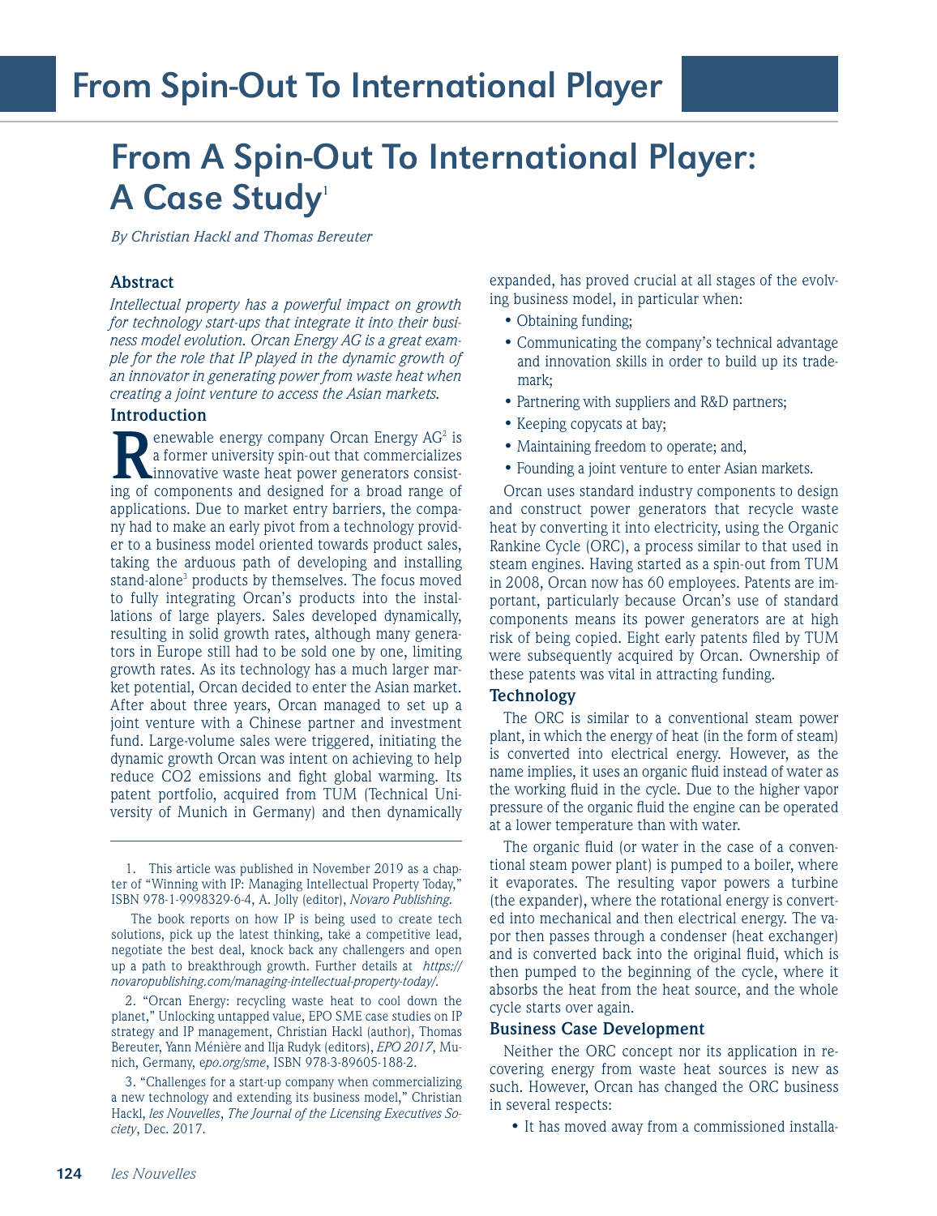# From A Spin-Out To International Player: A Case Study[1]

*By Christian Hackl and Thomas Bereuter*

### Abstract

*Intellectual property has a powerful impact on growth for technology start-ups that integrate it into their business model evolution. Orcan Energy AG is a great example for the role that IP played in the dynamic growth of an innovator in generating power from waste heat when creating a joint venture to access the Asian markets.*

### Introduction

Renewable energy company Orcan Energy AG[2] is a former university spin-out that commercializes innovative waste heat power generators consisting of components and designed for a broad range of applications. Due to market entry barriers, the company had to make an early pivot from a technology provider to a business model oriented towards product sales, taking the arduous path of developing and installing stand-alone[3] products by themselves. The focus moved to fully integrating Orcan's products into the installations of large players. Sales developed dynamically, resulting in solid growth rates, although many generators in Europe still had to be sold one by one, limiting growth rates. As its technology has a much larger market potential, Orcan decided to enter the Asian market. After about three years, Orcan managed to set up a joint venture with a Chinese partner and investment fund. Large-volume sales were triggered, initiating the dynamic growth Orcan was intent on achieving to help reduce CO2 emissions and fight global warming. Its patent portfolio, acquired from TUM (Technical University of Munich in Germany) and then dynamically expanded, has proved crucial at all stages of the evolving business model, in particular when:

- Obtaining funding;
- Communicating the company's technical advantage and innovation skills in order to build up its trademark;
- Partnering with suppliers and R&D partners;
- Keeping copycats at bay;
- Maintaining freedom to operate; and,
- Founding a joint venture to enter Asian markets.

Orcan uses standard industry components to design and construct power generators that recycle waste heat by converting it into electricity, using the Organic Rankine Cycle (ORC), a process similar to that used in steam engines. Having started as a spin-out from TUM in 2008, Orcan now has 60 employees. Patents are important, particularly because Orcan's use of standard components means its power generators are at high risk of being copied. Eight early patents filed by TUM were subsequently acquired by Orcan. Ownership of these patents was vital in attracting funding.

### Technology

The ORC is similar to a conventional steam power plant, in which the energy of heat (in the form of steam) is converted into electrical energy. However, as the name implies, it uses an organic fluid instead of water as the working fluid in the cycle. Due to the higher vapor pressure of the organic fluid the engine can be operated at a lower temperature than with water.

The organic fluid (or water in the case of a conventional steam power plant) is pumped to a boiler, where it evaporates. The resulting vapor powers a turbine (the expander), where the rotational energy is converted into mechanical and then electrical energy. The vapor then passes through a condenser (heat exchanger) and is converted back into the original fluid, which is then pumped to the beginning of the cycle, where it absorbs the heat from the heat source, and the whole cycle starts over again.

### Business Case Development

Neither the ORC concept nor its application in recovering energy from waste heat sources is new as such. However, Orcan has changed the ORC business in several respects:

- It has moved away from a commissioned installa-

---

1. This article was published in November 2019 as a chapter of "Winning with IP: Managing Intellectual Property Today," ISBN 978-1-9998329-6-4, A. Jolly (editor), *Novaro Publishing.*

The book reports on how IP is being used to create tech solutions, pick up the latest thinking, take a competitive lead, negotiate the best deal, knock back any challengers and open up a path to breakthrough growth. Further details at *https://novaropublishing.com/managing-intellectual-property-today/*.

2. "Orcan Energy: recycling waste heat to cool down the planet," Unlocking untapped value, EPO SME case studies on IP strategy and IP management, Christian Hackl (author), Thomas Bereuter, Yann Ménière and Ilja Rudyk (editors), *EPO 2017*, Munich, Germany, *epo.org/sme*, ISBN 978-3-89605-188-2.

3. "Challenges for a start-up company when commercializing a new technology and extending its business model," Christian Hackl, *les Nouvelles*, *The Journal of the Licensing Executives Society*, Dec. 2017.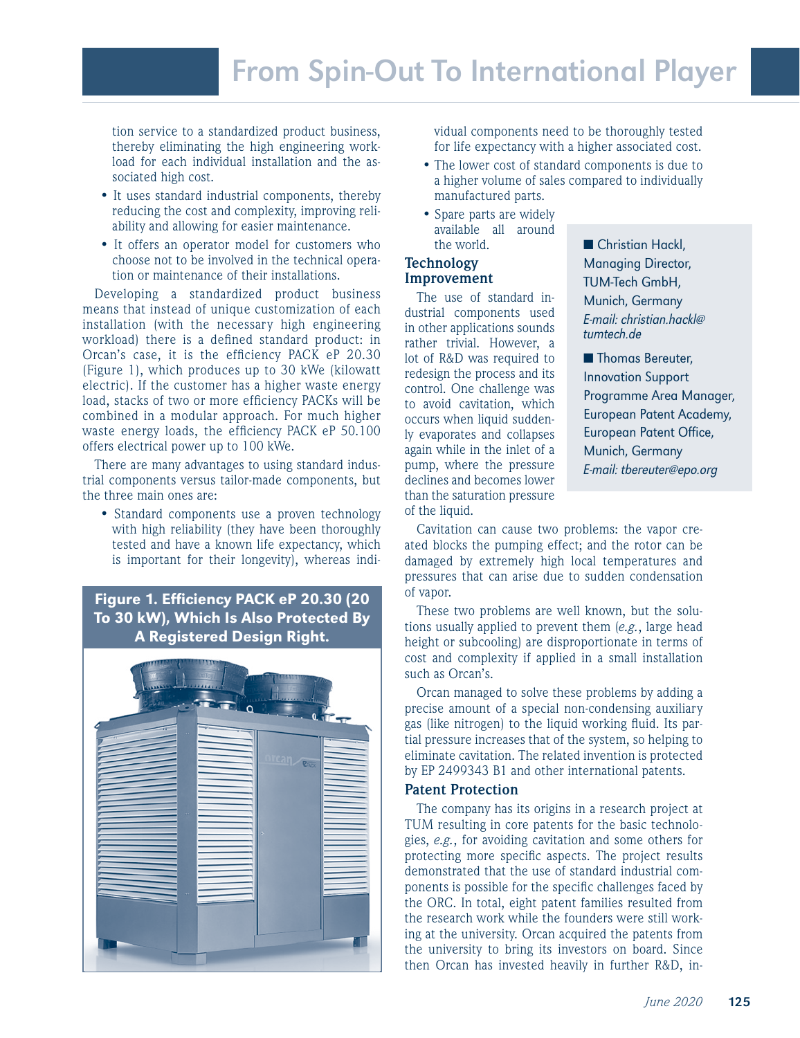tion service to a standardized product business, thereby eliminating the high engineering workload for each individual installation and the associated high cost.

- It uses standard industrial components, thereby reducing the cost and complexity, improving reliability and allowing for easier maintenance.
- It offers an operator model for customers who choose not to be involved in the technical operation or maintenance of their installations.

Developing a standardized product business means that instead of unique customization of each installation (with the necessary high engineering workload) there is a defined standard product: in Orcan's case, it is the efficiency PACK eP 20.30 (Figure 1), which produces up to 30 kWe (kilowatt electric). If the customer has a higher waste energy load, stacks of two or more efficiency PACKs will be combined in a modular approach. For much higher waste energy loads, the efficiency PACK eP 50.100 offers electrical power up to 100 kWe.

There are many advantages to using standard industrial components versus tailor-made components, but the three main ones are:

- Standard components use a proven technology with high reliability (they have been thoroughly tested and have a known life expectancy, which is important for their longevity), whereas individual components need to be thoroughly tested for life expectancy with a higher associated cost.
- The lower cost of standard components is due to a higher volume of sales compared to individually manufactured parts.
- Spare parts are widely available all around the world.

**Figure 1. Efficiency PACK eP 20.30 (20 To 30 kW), Which Is Also Protected By A Registered Design Right.**

## Technology Improvement

The use of standard industrial components used in other applications sounds rather trivial. However, a lot of R&D was required to redesign the process and its control. One challenge was to avoid cavitation, which occurs when liquid suddenly evaporates and collapses again while in the inlet of a pump, where the pressure declines and becomes lower than the saturation pressure of the liquid.

Cavitation can cause two problems: the vapor created blocks the pumping effect; and the rotor can be damaged by extremely high local temperatures and pressures that can arise due to sudden condensation of vapor.

These two problems are well known, but the solutions usually applied to prevent them (*e.g.*, large head height or subcooling) are disproportionate in terms of cost and complexity if applied in a small installation such as Orcan's.

Orcan managed to solve these problems by adding a precise amount of a special non-condensing auxiliary gas (like nitrogen) to the liquid working fluid. Its partial pressure increases that of the system, so helping to eliminate cavitation. The related invention is protected by EP 2499343 B1 and other international patents.

## Patent Protection

The company has its origins in a research project at TUM resulting in core patents for the basic technologies, *e.g.*, for avoiding cavitation and some others for protecting more specific aspects. The project results demonstrated that the use of standard industrial components is possible for the specific challenges faced by the ORC. In total, eight patent families resulted from the research work while the founders were still working at the university. Orcan acquired the patents from the university to bring its investors on board. Since then Orcan has invested heavily in further R&D, in-

■ Christian Hackl, Managing Director, TUM-Tech GmbH, Munich, Germany
*E-mail: christian.hackl@tumtech.de*

■ Thomas Bereuter, Innovation Support Programme Area Manager, European Patent Academy, European Patent Office, Munich, Germany
*E-mail: tbereuter@epo.org*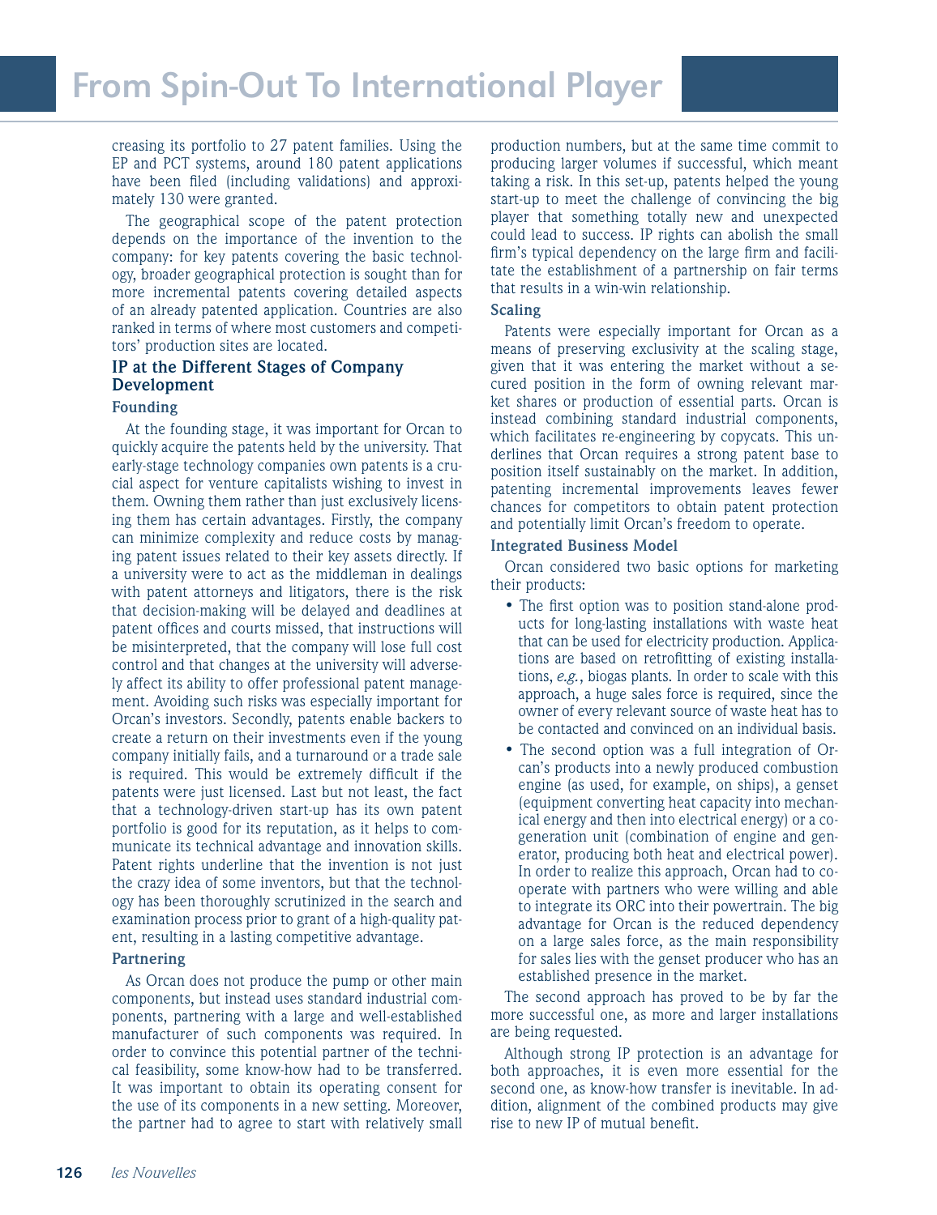creasing its portfolio to 27 patent families. Using the EP and PCT systems, around 180 patent applications have been filed (including validations) and approximately 130 were granted.

The geographical scope of the patent protection depends on the importance of the invention to the company: for key patents covering the basic technology, broader geographical protection is sought than for more incremental patents covering detailed aspects of an already patented application. Countries are also ranked in terms of where most customers and competitors' production sites are located.

## IP at the Different Stages of Company Development

### Founding

At the founding stage, it was important for Orcan to quickly acquire the patents held by the university. That early-stage technology companies own patents is a crucial aspect for venture capitalists wishing to invest in them. Owning them rather than just exclusively licensing them has certain advantages. Firstly, the company can minimize complexity and reduce costs by managing patent issues related to their key assets directly. If a university were to act as the middleman in dealings with patent attorneys and litigators, there is the risk that decision-making will be delayed and deadlines at patent offices and courts missed, that instructions will be misinterpreted, that the company will lose full cost control and that changes at the university will adversely affect its ability to offer professional patent management. Avoiding such risks was especially important for Orcan's investors. Secondly, patents enable backers to create a return on their investments even if the young company initially fails, and a turnaround or a trade sale is required. This would be extremely difficult if the patents were just licensed. Last but not least, the fact that a technology-driven start-up has its own patent portfolio is good for its reputation, as it helps to communicate its technical advantage and innovation skills. Patent rights underline that the invention is not just the crazy idea of some inventors, but that the technology has been thoroughly scrutinized in the search and examination process prior to grant of a high-quality patent, resulting in a lasting competitive advantage.

### Partnering

As Orcan does not produce the pump or other main components, but instead uses standard industrial components, partnering with a large and well-established manufacturer of such components was required. In order to convince this potential partner of the technical feasibility, some know-how had to be transferred. It was important to obtain its operating consent for the use of its components in a new setting. Moreover, the partner had to agree to start with relatively small production numbers, but at the same time commit to producing larger volumes if successful, which meant taking a risk. In this set-up, patents helped the young start-up to meet the challenge of convincing the big player that something totally new and unexpected could lead to success. IP rights can abolish the small firm's typical dependency on the large firm and facilitate the establishment of a partnership on fair terms that results in a win-win relationship.

### Scaling

Patents were especially important for Orcan as a means of preserving exclusivity at the scaling stage, given that it was entering the market without a secured position in the form of owning relevant market shares or production of essential parts. Orcan is instead combining standard industrial components, which facilitates re-engineering by copycats. This underlines that Orcan requires a strong patent base to position itself sustainably on the market. In addition, patenting incremental improvements leaves fewer chances for competitors to obtain patent protection and potentially limit Orcan's freedom to operate.

### Integrated Business Model

Orcan considered two basic options for marketing their products:

- The first option was to position stand-alone products for long-lasting installations with waste heat that can be used for electricity production. Applications are based on retrofitting of existing installations, *e.g.*, biogas plants. In order to scale with this approach, a huge sales force is required, since the owner of every relevant source of waste heat has to be contacted and convinced on an individual basis.
- The second option was a full integration of Orcan's products into a newly produced combustion engine (as used, for example, on ships), a genset (equipment converting heat capacity into mechanical energy and then into electrical energy) or a cogeneration unit (combination of engine and generator, producing both heat and electrical power). In order to realize this approach, Orcan had to cooperate with partners who were willing and able to integrate its ORC into their powertrain. The big advantage for Orcan is the reduced dependency on a large sales force, as the main responsibility for sales lies with the genset producer who has an established presence in the market.

The second approach has proved to be by far the more successful one, as more and larger installations are being requested.

Although strong IP protection is an advantage for both approaches, it is even more essential for the second one, as know-how transfer is inevitable. In addition, alignment of the combined products may give rise to new IP of mutual benefit.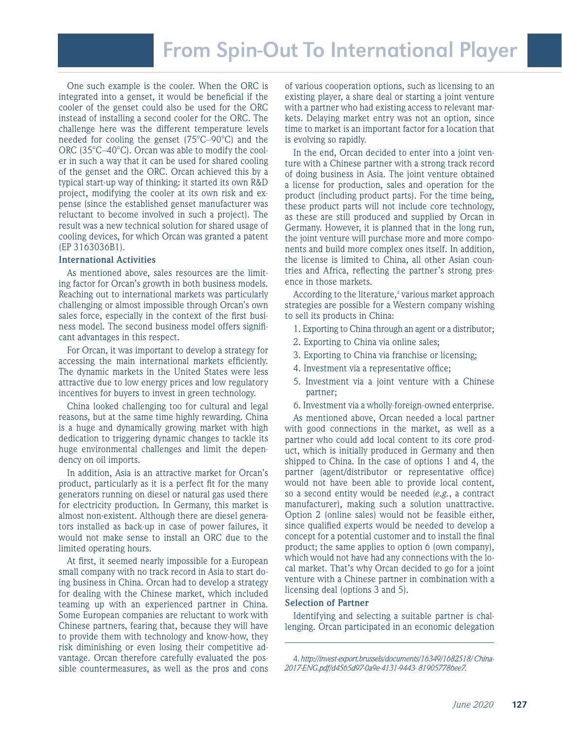One such example is the cooler. When the ORC is integrated into a genset, it would be beneficial if the cooler of the genset could also be used for the ORC instead of installing a second cooler for the ORC. The challenge here was the different temperature levels needed for cooling the genset (75°C–90°C) and the ORC (35°C–40°C). Orcan was able to modify the cooler in such a way that it can be used for shared cooling of the genset and the ORC. Orcan achieved this by a typical start-up way of thinking: it started its own R&D project, modifying the cooler at its own risk and expense (since the established genset manufacturer was reluctant to become involved in such a project). The result was a new technical solution for shared usage of cooling devices, for which Orcan was granted a patent (EP 3163036B1).

### International Activities

As mentioned above, sales resources are the limiting factor for Orcan's growth in both business models. Reaching out to international markets was particularly challenging or almost impossible through Orcan's own sales force, especially in the context of the first business model. The second business model offers significant advantages in this respect.

For Orcan, it was important to develop a strategy for accessing the main international markets efficiently. The dynamic markets in the United States were less attractive due to low energy prices and low regulatory incentives for buyers to invest in green technology.

China looked challenging too for cultural and legal reasons, but at the same time highly rewarding. China is a huge and dynamically growing market with high dedication to triggering dynamic changes to tackle its huge environmental challenges and limit the dependency on oil imports.

In addition, Asia is an attractive market for Orcan's product, particularly as it is a perfect fit for the many generators running on diesel or natural gas used there for electricity production. In Germany, this market is almost non-existent. Although there are diesel generators installed as back-up in case of power failures, it would not make sense to install an ORC due to the limited operating hours.

At first, it seemed nearly impossible for a European small company with no track record in Asia to start doing business in China. Orcan had to develop a strategy for dealing with the Chinese market, which included teaming up with an experienced partner in China. Some European companies are reluctant to work with Chinese partners, fearing that, because they will have to provide them with technology and know-how, they risk diminishing or even losing their competitive advantage. Orcan therefore carefully evaluated the possible countermeasures, as well as the pros and cons of various cooperation options, such as licensing to an existing player, a share deal or starting a joint venture with a partner who had existing access to relevant markets. Delaying market entry was not an option, since time to market is an important factor for a location that is evolving so rapidly.

In the end, Orcan decided to enter into a joint venture with a Chinese partner with a strong track record of doing business in Asia. The joint venture obtained a license for production, sales and operation for the product (including product parts). For the time being, these product parts will not include core technology, as these are still produced and supplied by Orcan in Germany. However, it is planned that in the long run, the joint venture will purchase more and more components and build more complex ones itself. In addition, the license is limited to China, all other Asian countries and Africa, reflecting the partner's strong presence in those markets.

According to the literature,[4] various market approach strategies are possible for a Western company wishing to sell its products in China:

1. Exporting to China through an agent or a distributor;
2. Exporting to China via online sales;
3. Exporting to China via franchise or licensing;
4. Investment via a representative office;
5. Investment via a joint venture with a Chinese partner;
6. Investment via a wholly-foreign-owned enterprise.

As mentioned above, Orcan needed a local partner with good connections in the market, as well as a partner who could add local content to its core product, which is initially produced in Germany and then shipped to China. In the case of options 1 and 4, the partner (agent/distributor or representative office) would not have been able to provide local content, so a second entity would be needed (*e.g.*, a contract manufacturer), making such a solution unattractive. Option 2 (online sales) would not be feasible either, since qualified experts would be needed to develop a concept for a potential customer and to install the final product; the same applies to option 6 (own company), which would not have had any connections with the local market. That's why Orcan decided to go for a joint venture with a Chinese partner in combination with a licensing deal (options 3 and 5).

### Selection of Partner

Identifying and selecting a suitable partner is challenging. Orcan participated in an economic delegation

4. *http://invest-export.brussels/documents/16349/1682518/China-2017-ENG.pdf/d4565d97-0a9e-4131-9443- 819057786ee7.*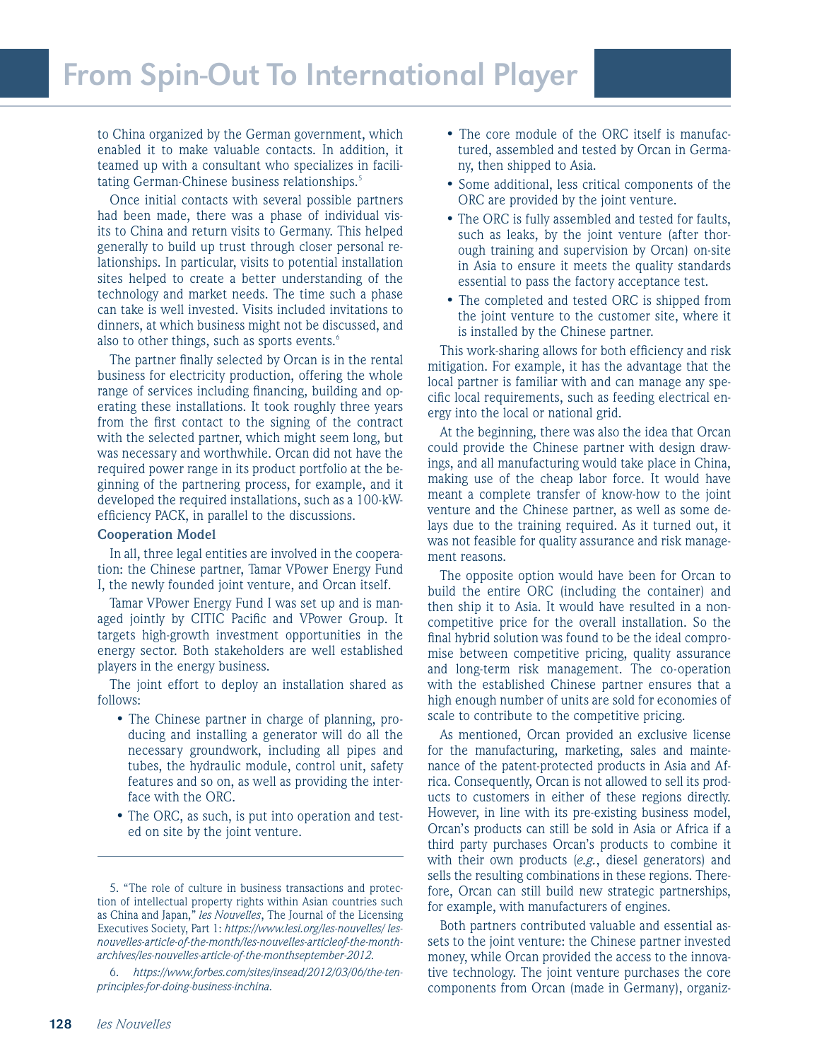to China organized by the German government, which enabled it to make valuable contacts. In addition, it teamed up with a consultant who specializes in facilitating German-Chinese business relationships.[5]

Once initial contacts with several possible partners had been made, there was a phase of individual visits to China and return visits to Germany. This helped generally to build up trust through closer personal relationships. In particular, visits to potential installation sites helped to create a better understanding of the technology and market needs. The time such a phase can take is well invested. Visits included invitations to dinners, at which business might not be discussed, and also to other things, such as sports events.[6]

The partner finally selected by Orcan is in the rental business for electricity production, offering the whole range of services including financing, building and operating these installations. It took roughly three years from the first contact to the signing of the contract with the selected partner, which might seem long, but was necessary and worthwhile. Orcan did not have the required power range in its product portfolio at the beginning of the partnering process, for example, and it developed the required installations, such as a 100-kW-efficiency PACK, in parallel to the discussions.

**Cooperation Model**

In all, three legal entities are involved in the cooperation: the Chinese partner, Tamar VPower Energy Fund I, the newly founded joint venture, and Orcan itself.

Tamar VPower Energy Fund I was set up and is managed jointly by CITIC Pacific and VPower Group. It targets high-growth investment opportunities in the energy sector. Both stakeholders are well established players in the energy business.

The joint effort to deploy an installation shared as follows:

- The Chinese partner in charge of planning, producing and installing a generator will do all the necessary groundwork, including all pipes and tubes, the hydraulic module, control unit, safety features and so on, as well as providing the interface with the ORC.
- The ORC, as such, is put into operation and tested on site by the joint venture.
- The core module of the ORC itself is manufactured, assembled and tested by Orcan in Germany, then shipped to Asia.
- Some additional, less critical components of the ORC are provided by the joint venture.
- The ORC is fully assembled and tested for faults, such as leaks, by the joint venture (after thorough training and supervision by Orcan) on-site in Asia to ensure it meets the quality standards essential to pass the factory acceptance test.
- The completed and tested ORC is shipped from the joint venture to the customer site, where it is installed by the Chinese partner.

This work-sharing allows for both efficiency and risk mitigation. For example, it has the advantage that the local partner is familiar with and can manage any specific local requirements, such as feeding electrical energy into the local or national grid.

At the beginning, there was also the idea that Orcan could provide the Chinese partner with design drawings, and all manufacturing would take place in China, making use of the cheap labor force. It would have meant a complete transfer of know-how to the joint venture and the Chinese partner, as well as some delays due to the training required. As it turned out, it was not feasible for quality assurance and risk management reasons.

The opposite option would have been for Orcan to build the entire ORC (including the container) and then ship it to Asia. It would have resulted in a non-competitive price for the overall installation. So the final hybrid solution was found to be the ideal compromise between competitive pricing, quality assurance and long-term risk management. The co-operation with the established Chinese partner ensures that a high enough number of units are sold for economies of scale to contribute to the competitive pricing.

As mentioned, Orcan provided an exclusive license for the manufacturing, marketing, sales and maintenance of the patent-protected products in Asia and Africa. Consequently, Orcan is not allowed to sell its products to customers in either of these regions directly. However, in line with its pre-existing business model, Orcan's products can still be sold in Asia or Africa if a third party purchases Orcan's products to combine it with their own products (*e.g.*, diesel generators) and sells the resulting combinations in these regions. Therefore, Orcan can still build new strategic partnerships, for example, with manufacturers of engines.

Both partners contributed valuable and essential assets to the joint venture: the Chinese partner invested money, while Orcan provided the access to the innovative technology. The joint venture purchases the core components from Orcan (made in Germany), organiz-

---

5. "The role of culture in business transactions and protection of intellectual property rights within Asian countries such as China and Japan," *les Nouvelles*, The Journal of the Licensing Executives Society, Part 1: *https://www.lesi.org/les-nouvelles/les-nouvelles-article-of-the-month/les-nouvelles-articleof-the-month-archives/les-nouvelles-article-of-the-monthseptember-2012.*

6. *https://www.forbes.com/sites/insead/2012/03/06/the-ten-principles-for-doing-business-inchina.*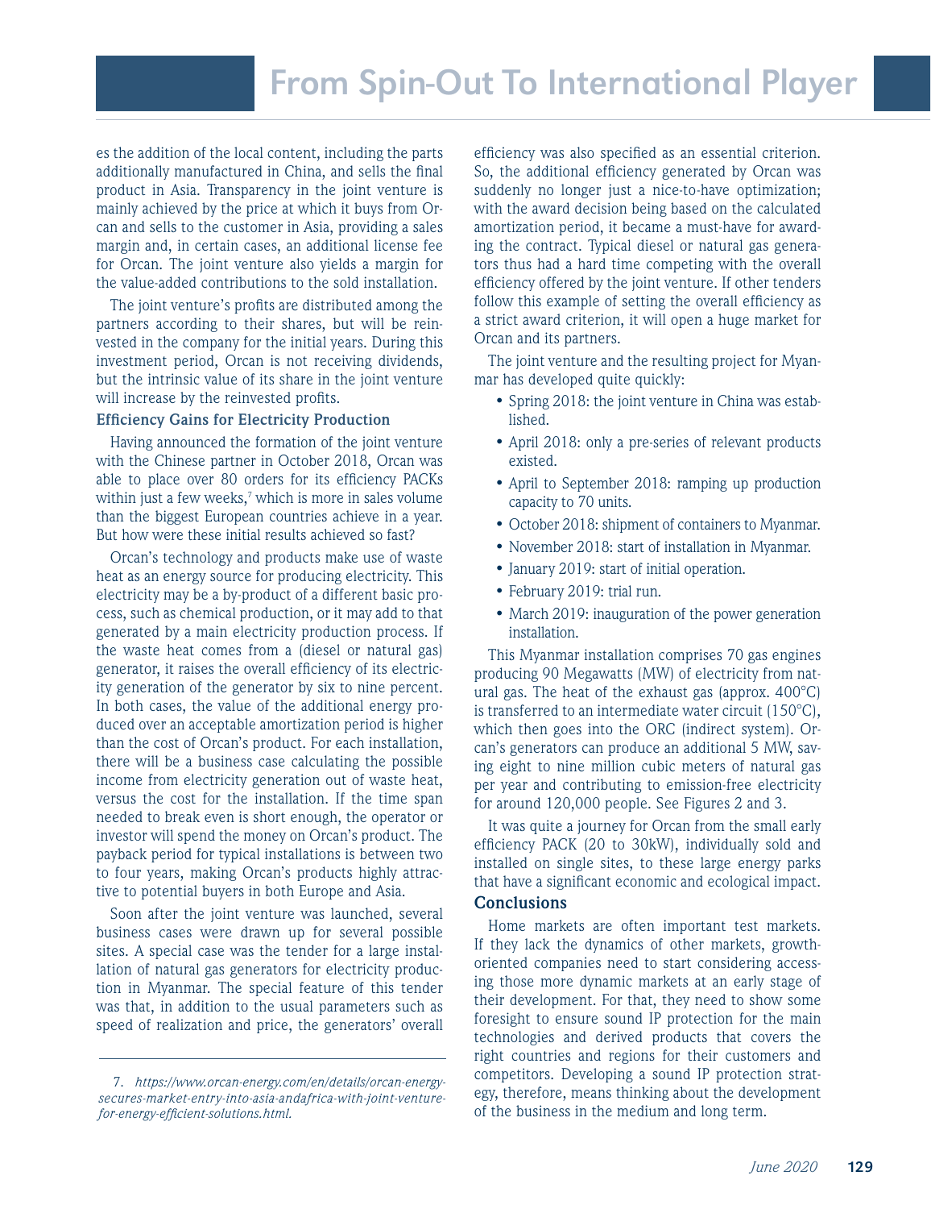es the addition of the local content, including the parts additionally manufactured in China, and sells the final product in Asia. Transparency in the joint venture is mainly achieved by the price at which it buys from Orcan and sells to the customer in Asia, providing a sales margin and, in certain cases, an additional license fee for Orcan. The joint venture also yields a margin for the value-added contributions to the sold installation.

The joint venture's profits are distributed among the partners according to their shares, but will be reinvested in the company for the initial years. During this investment period, Orcan is not receiving dividends, but the intrinsic value of its share in the joint venture will increase by the reinvested profits.

### Efficiency Gains for Electricity Production

Having announced the formation of the joint venture with the Chinese partner in October 2018, Orcan was able to place over 80 orders for its efficiency PACKs within just a few weeks,[7] which is more in sales volume than the biggest European countries achieve in a year. But how were these initial results achieved so fast?

Orcan's technology and products make use of waste heat as an energy source for producing electricity. This electricity may be a by-product of a different basic process, such as chemical production, or it may add to that generated by a main electricity production process. If the waste heat comes from a (diesel or natural gas) generator, it raises the overall efficiency of its electricity generation of the generator by six to nine percent. In both cases, the value of the additional energy produced over an acceptable amortization period is higher than the cost of Orcan's product. For each installation, there will be a business case calculating the possible income from electricity generation out of waste heat, versus the cost for the installation. If the time span needed to break even is short enough, the operator or investor will spend the money on Orcan's product. The payback period for typical installations is between two to four years, making Orcan's products highly attractive to potential buyers in both Europe and Asia.

Soon after the joint venture was launched, several business cases were drawn up for several possible sites. A special case was the tender for a large installation of natural gas generators for electricity production in Myanmar. The special feature of this tender was that, in addition to the usual parameters such as speed of realization and price, the generators' overall efficiency was also specified as an essential criterion. So, the additional efficiency generated by Orcan was suddenly no longer just a nice-to-have optimization; with the award decision being based on the calculated amortization period, it became a must-have for awarding the contract. Typical diesel or natural gas generators thus had a hard time competing with the overall efficiency offered by the joint venture. If other tenders follow this example of setting the overall efficiency as a strict award criterion, it will open a huge market for Orcan and its partners.

The joint venture and the resulting project for Myanmar has developed quite quickly:

- Spring 2018: the joint venture in China was established.
- April 2018: only a pre-series of relevant products existed.
- April to September 2018: ramping up production capacity to 70 units.
- October 2018: shipment of containers to Myanmar.
- November 2018: start of installation in Myanmar.
- January 2019: start of initial operation.
- February 2019: trial run.
- March 2019: inauguration of the power generation installation.

This Myanmar installation comprises 70 gas engines producing 90 Megawatts (MW) of electricity from natural gas. The heat of the exhaust gas (approx. 400°C) is transferred to an intermediate water circuit (150°C), which then goes into the ORC (indirect system). Orcan's generators can produce an additional 5 MW, saving eight to nine million cubic meters of natural gas per year and contributing to emission-free electricity for around 120,000 people. See Figures 2 and 3.

It was quite a journey for Orcan from the small early efficiency PACK (20 to 30kW), individually sold and installed on single sites, to these large energy parks that have a significant economic and ecological impact.

## Conclusions

Home markets are often important test markets. If they lack the dynamics of other markets, growth-oriented companies need to start considering accessing those more dynamic markets at an early stage of their development. For that, they need to show some foresight to ensure sound IP protection for the main technologies and derived products that covers the right countries and regions for their customers and competitors. Developing a sound IP protection strategy, therefore, means thinking about the development of the business in the medium and long term.

---

7. *https://www.orcan-energy.com/en/details/orcan-energy-secures-market-entry-into-asia-andafrica-with-joint-venture-for-energy-efficient-solutions.html.*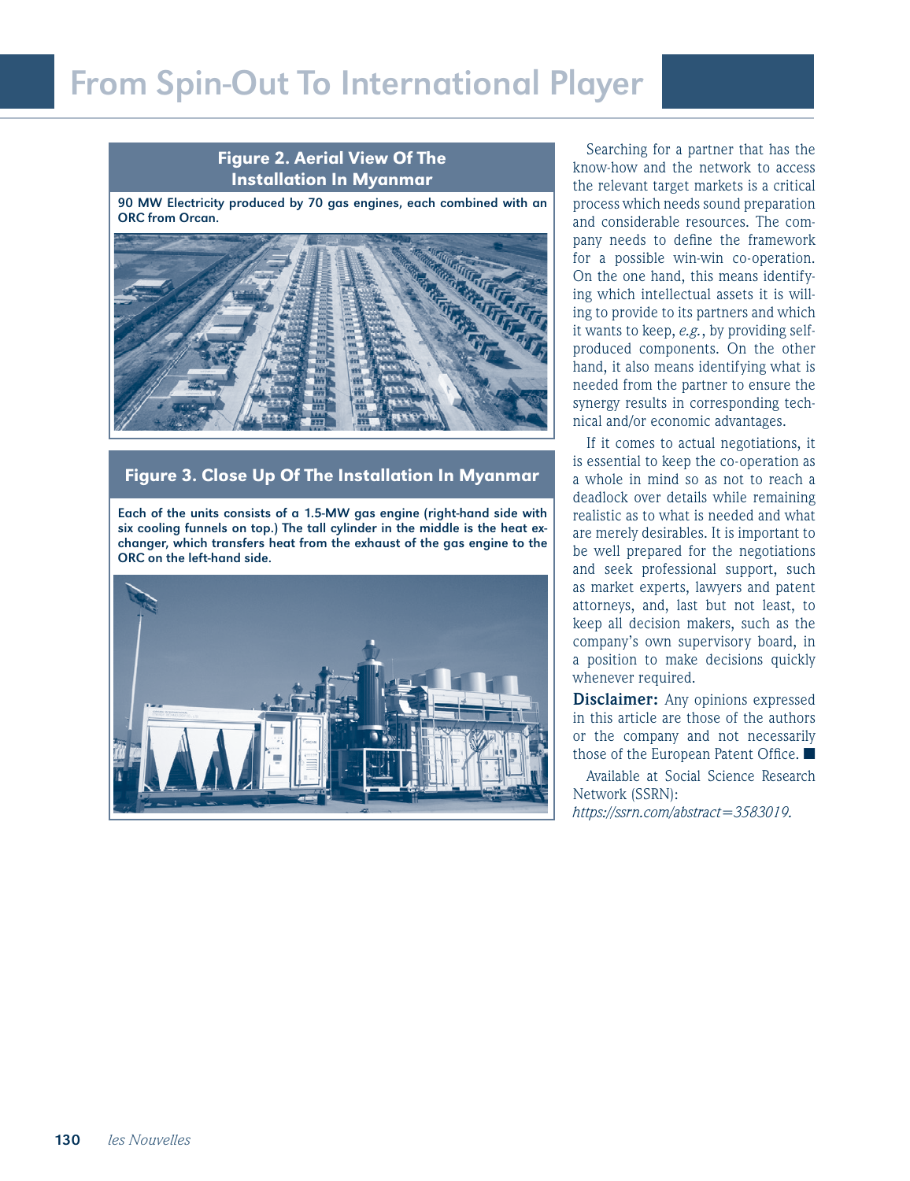**Figure 2. Aerial View Of The Installation In Myanmar**

90 MW Electricity produced by 70 gas engines, each combined with an ORC from Orcan.

**Figure 3. Close Up Of The Installation In Myanmar**

Each of the units consists of a 1.5-MW gas engine (right-hand side with six cooling funnels on top.) The tall cylinder in the middle is the heat exchanger, which transfers heat from the exhaust of the gas engine to the ORC on the left-hand side.

Searching for a partner that has the know-how and the network to access the relevant target markets is a critical process which needs sound preparation and considerable resources. The company needs to define the framework for a possible win-win co-operation. On the one hand, this means identifying which intellectual assets it is willing to provide to its partners and which it wants to keep, *e.g.*, by providing self-produced components. On the other hand, it also means identifying what is needed from the partner to ensure the synergy results in corresponding technical and/or economic advantages.

If it comes to actual negotiations, it is essential to keep the co-operation as a whole in mind so as not to reach a deadlock over details while remaining realistic as to what is needed and what are merely desirables. It is important to be well prepared for the negotiations and seek professional support, such as market experts, lawyers and patent attorneys, and, last but not least, to keep all decision makers, such as the company's own supervisory board, in a position to make decisions quickly whenever required.

**Disclaimer:** Any opinions expressed in this article are those of the authors or the company and not necessarily those of the European Patent Office. ■

Available at Social Science Research Network (SSRN): *https://ssrn.com/abstract=3583019.*